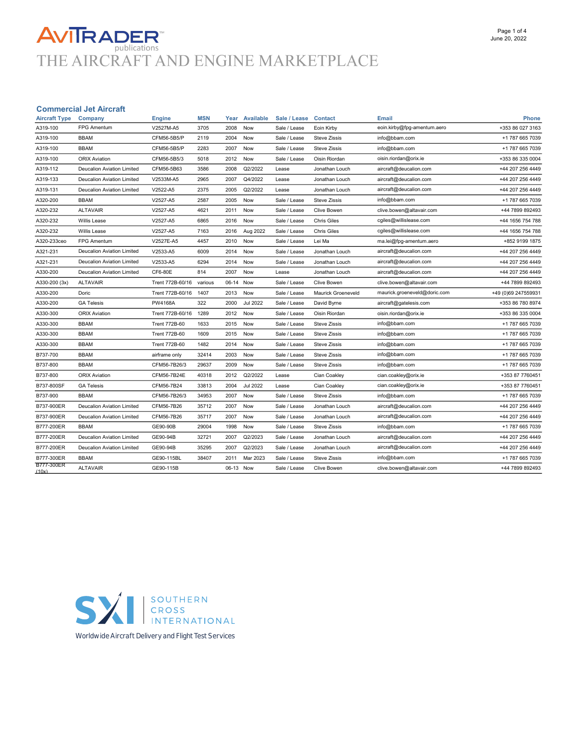# AviTrader publications

THE AIRCRAFT AND ENGINE MARKETPLACE

## Commercial Jet Aircraft

| Aircraft Type | Company | Engine | MSN | Year | Available | Sale / Lease | Contact | Email | Phone |
|---|---|---|---|---|---|---|---|---|---|
| A319-100 | FPG Amentum | V2527M-A5 | 3705 | 2008 | Now | Sale / Lease | Eoin Kirby | eoin.kirby@fpg-amentum.aero | +353 86 027 3163 |
| A319-100 | BBAM | CFM56-5B5/P | 2119 | 2004 | Now | Sale / Lease | Steve Zissis | info@bbam.com | +1 787 665 7039 |
| A319-100 | BBAM | CFM56-5B5/P | 2283 | 2007 | Now | Sale / Lease | Steve Zissis | info@bbam.com | +1 787 665 7039 |
| A319-100 | ORIX Aviation | CFM56-5B5/3 | 5018 | 2012 | Now | Sale / Lease | Oisin Riordan | oisin.riordan@orix.ie | +353 86 335 0004 |
| A319-112 | Deucalion Aviation Limited | CFM56-5B63 | 3586 | 2008 | Q2/2022 | Lease | Jonathan Louch | aircraft@deucalion.com | +44 207 256 4449 |
| A319-133 | Deucalion Aviation Limited | V2533M-A5 | 2965 | 2007 | Q4/2022 | Lease | Jonathan Louch | aircraft@deucalion.com | +44 207 256 4449 |
| A319-131 | Deucalion Aviation Limited | V2522-A5 | 2375 | 2005 | Q2/2022 | Lease | Jonathan Louch | aircraft@deucalion.com | +44 207 256 4449 |
| A320-200 | BBAM | V2527-A5 | 2587 | 2005 | Now | Sale / Lease | Steve Zissis | info@bbam.com | +1 787 665 7039 |
| A320-232 | ALTAVAIR | V2527-A5 | 4621 | 2011 | Now | Sale / Lease | Clive Bowen | clive.bowen@altavair.com | +44 7899 892493 |
| A320-232 | Willis Lease | V2527-A5 | 6865 | 2016 | Now | Sale / Lease | Chris Giles | cgiles@willislease.com | +44 1656 754 788 |
| A320-232 | Willis Lease | V2527-A5 | 7163 | 2016 | Aug 2022 | Sale / Lease | Chris Giles | cgiles@willislease.com | +44 1656 754 788 |
| A320-233ceo | FPG Amentum | V2527E-A5 | 4457 | 2010 | Now | Sale / Lease | Lei Ma | ma.lei@fpg-amentum.aero | +852 9199 1875 |
| A321-231 | Deucalion Aviation Limited | V2533-A5 | 6009 | 2014 | Now | Sale / Lease | Jonathan Louch | aircraft@deucalion.com | +44 207 256 4449 |
| A321-231 | Deucalion Aviation Limited | V2533-A5 | 6294 | 2014 | Now | Sale / Lease | Jonathan Louch | aircraft@deucalion.com | +44 207 256 4449 |
| A330-200 | Deucalion Aviation Limited | CF6-80E | 814 | 2007 | Now | Lease | Jonathan Louch | aircraft@deucalion.com | +44 207 256 4449 |
| A330-200 (3x) | ALTAVAIR | Trent 772B-60/16 | various | 06-14 | Now | Sale / Lease | Clive Bowen | clive.bowen@altavair.com | +44 7899 892493 |
| A330-200 | Doric | Trent 772B-60/16 | 1407 | 2013 | Now | Sale / Lease | Maurick Groeneveld | maurick.groeneveld@doric.com | +49 (0)69 247559931 |
| A330-200 | GA Telesis | PW4168A | 322 | 2000 | Jul 2022 | Sale / Lease | David Byrne | aircraft@gatelesis.com | +353 86 780 8974 |
| A330-300 | ORIX Aviation | Trent 772B-60/16 | 1289 | 2012 | Now | Sale / Lease | Oisin Riordan | oisin.riordan@orix.ie | +353 86 335 0004 |
| A330-300 | BBAM | Trent 772B-60 | 1633 | 2015 | Now | Sale / Lease | Steve Zissis | info@bbam.com | +1 787 665 7039 |
| A330-300 | BBAM | Trent 772B-60 | 1609 | 2015 | Now | Sale / Lease | Steve Zissis | info@bbam.com | +1 787 665 7039 |
| A330-300 | BBAM | Trent 772B-60 | 1482 | 2014 | Now | Sale / Lease | Steve Zissis | info@bbam.com | +1 787 665 7039 |
| B737-700 | BBAM | airframe only | 32414 | 2003 | Now | Sale / Lease | Steve Zissis | info@bbam.com | +1 787 665 7039 |
| B737-800 | BBAM | CFM56-7B26/3 | 29637 | 2009 | Now | Sale / Lease | Steve Zissis | info@bbam.com | +1 787 665 7039 |
| B737-800 | ORIX Aviation | CFM56-7B24E | 40318 | 2012 | Q2/2022 | Lease | Cian Coakley | cian.coakley@orix.ie | +353 87 7760451 |
| B737-800SF | GA Telesis | CFM56-7B24 | 33813 | 2004 | Jul 2022 | Lease | Cian Coakley | cian.coakley@orix.ie | +353 87 7760451 |
| B737-900 | BBAM | CFM56-7B26/3 | 34953 | 2007 | Now | Sale / Lease | Steve Zissis | info@bbam.com | +1 787 665 7039 |
| B737-900ER | Deucalion Aviation Limited | CFM56-7B26 | 35712 | 2007 | Now | Sale / Lease | Jonathan Louch | aircraft@deucalion.com | +44 207 256 4449 |
| B737-900ER | Deucalion Aviation Limited | CFM56-7B26 | 35717 | 2007 | Now | Sale / Lease | Jonathan Louch | aircraft@deucalion.com | +44 207 256 4449 |
| B777-200ER | BBAM | GE90-90B | 29004 | 1998 | Now | Sale / Lease | Steve Zissis | info@bbam.com | +1 787 665 7039 |
| B777-200ER | Deucalion Aviation Limited | GE90-94B | 32721 | 2007 | Q2/2023 | Sale / Lease | Jonathan Louch | aircraft@deucalion.com | +44 207 256 4449 |
| B777-200ER | Deucalion Aviation Limited | GE90-94B | 35295 | 2007 | Q2/2023 | Sale / Lease | Jonathan Louch | aircraft@deucalion.com | +44 207 256 4449 |
| B777-300ER | BBAM | GE90-115BL | 38407 | 2011 | Mar 2023 | Sale / Lease | Steve Zissis | info@bbam.com | +1 787 665 7039 |
| B777-300ER (10x) | ALTAVAIR | GE90-115B | | 06-13 | Now | Sale / Lease | Clive Bowen | clive.bowen@altavair.com | +44 7899 892493 |

SXI SOUTHERN CROSS INTERNATIONAL

Worldwide Aircraft Delivery and Flight Test Services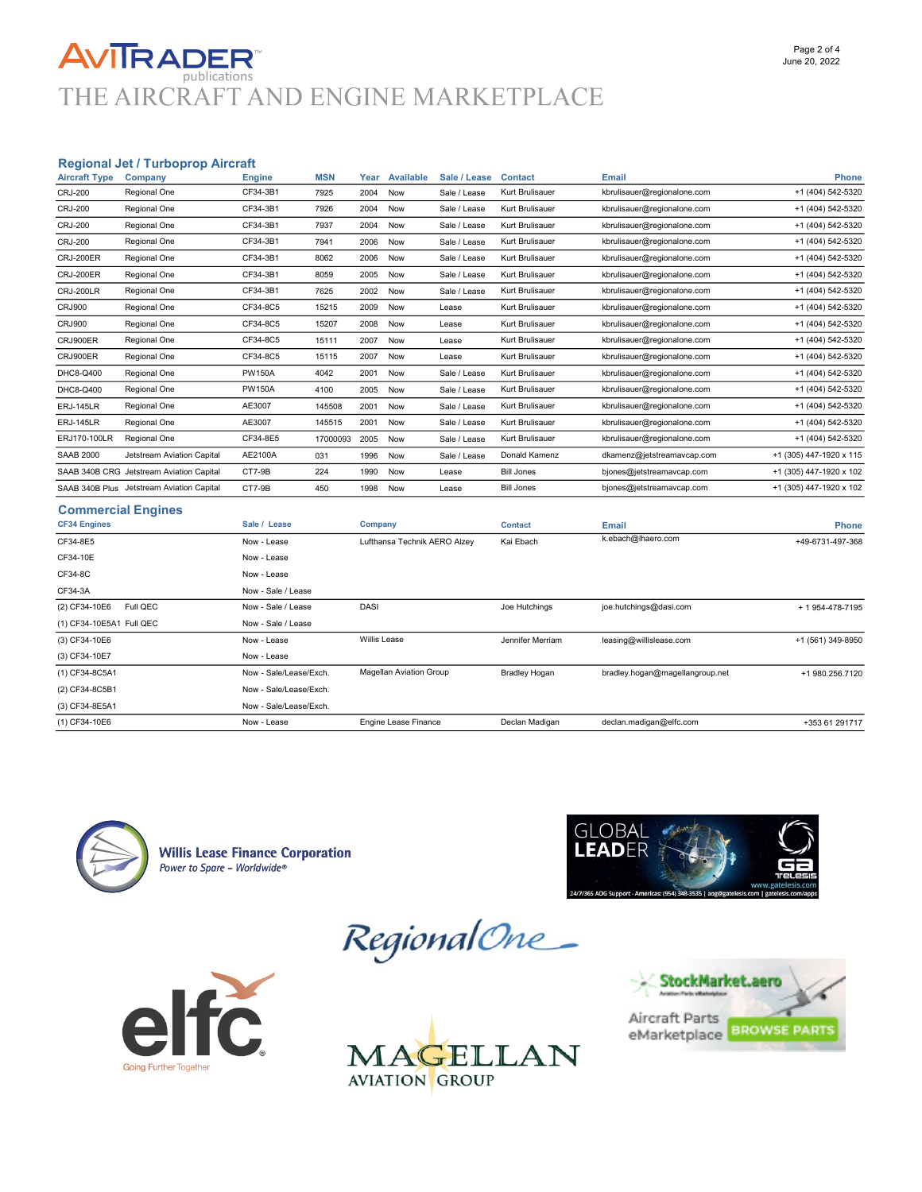## Regional Jet / Turboprop Aircraft

| Aircraft Type | Company | Engine | MSN | Year | Available | Sale / Lease | Contact | Email | Phone |
|---|---|---|---|---|---|---|---|---|---|
| CRJ-200 | Regional One | CF34-3B1 | 7925 | 2004 | Now | Sale / Lease | Kurt Brulisauer | kbrulisauer@regionalone.com | +1 (404) 542-5320 |
| CRJ-200 | Regional One | CF34-3B1 | 7926 | 2004 | Now | Sale / Lease | Kurt Brulisauer | kbrulisauer@regionalone.com | +1 (404) 542-5320 |
| CRJ-200 | Regional One | CF34-3B1 | 7937 | 2004 | Now | Sale / Lease | Kurt Brulisauer | kbrulisauer@regionalone.com | +1 (404) 542-5320 |
| CRJ-200 | Regional One | CF34-3B1 | 7941 | 2006 | Now | Sale / Lease | Kurt Brulisauer | kbrulisauer@regionalone.com | +1 (404) 542-5320 |
| CRJ-200ER | Regional One | CF34-3B1 | 8062 | 2006 | Now | Sale / Lease | Kurt Brulisauer | kbrulisauer@regionalone.com | +1 (404) 542-5320 |
| CRJ-200ER | Regional One | CF34-3B1 | 8059 | 2005 | Now | Sale / Lease | Kurt Brulisauer | kbrulisauer@regionalone.com | +1 (404) 542-5320 |
| CRJ-200LR | Regional One | CF34-3B1 | 7625 | 2002 | Now | Sale / Lease | Kurt Brulisauer | kbrulisauer@regionalone.com | +1 (404) 542-5320 |
| CRJ900 | Regional One | CF34-8C5 | 15215 | 2009 | Now | Lease | Kurt Brulisauer | kbrulisauer@regionalone.com | +1 (404) 542-5320 |
| CRJ900 | Regional One | CF34-8C5 | 15207 | 2008 | Now | Lease | Kurt Brulisauer | kbrulisauer@regionalone.com | +1 (404) 542-5320 |
| CRJ900ER | Regional One | CF34-8C5 | 15111 | 2007 | Now | Lease | Kurt Brulisauer | kbrulisauer@regionalone.com | +1 (404) 542-5320 |
| CRJ900ER | Regional One | CF34-8C5 | 15115 | 2007 | Now | Lease | Kurt Brulisauer | kbrulisauer@regionalone.com | +1 (404) 542-5320 |
| DHC8-Q400 | Regional One | PW150A | 4042 | 2001 | Now | Sale / Lease | Kurt Brulisauer | kbrulisauer@regionalone.com | +1 (404) 542-5320 |
| DHC8-Q400 | Regional One | PW150A | 4100 | 2005 | Now | Sale / Lease | Kurt Brulisauer | kbrulisauer@regionalone.com | +1 (404) 542-5320 |
| ERJ-145LR | Regional One | AE3007 | 145508 | 2001 | Now | Sale / Lease | Kurt Brulisauer | kbrulisauer@regionalone.com | +1 (404) 542-5320 |
| ERJ-145LR | Regional One | AE3007 | 145515 | 2001 | Now | Sale / Lease | Kurt Brulisauer | kbrulisauer@regionalone.com | +1 (404) 542-5320 |
| ERJ170-100LR | Regional One | CF34-8E5 | 17000093 | 2005 | Now | Sale / Lease | Kurt Brulisauer | kbrulisauer@regionalone.com | +1 (404) 542-5320 |
| SAAB 2000 | Jetstream Aviation Capital | AE2100A | 031 | 1996 | Now | Sale / Lease | Donald Kamenz | dkamenz@jetstreamavcap.com | +1 (305) 447-1920 x 115 |
| SAAB 340B CRG | Jetstream Aviation Capital | CT7-9B | 224 | 1990 | Now | Lease | Bill Jones | bjones@jetstreamavcap.com | +1 (305) 447-1920 x 102 |
| SAAB 340B Plus | Jetstream Aviation Capital | CT7-9B | 450 | 1998 | Now | Lease | Bill Jones | bjones@jetstreamavcap.com | +1 (305) 447-1920 x 102 |

## Commercial Engines

| CF34 Engines | Sale / Lease | Company | Contact | Email | Phone |
|---|---|---|---|---|---|
| CF34-8E5 | Now - Lease | Lufthansa Technik AERO Alzey | Kai Ebach | k.ebach@lhaero.com | +49-6731-497-368 |
| CF34-10E | Now - Lease | | | | |
| CF34-8C | Now - Lease | | | | |
| CF34-3A | Now - Sale / Lease | | | | |
| (2) CF34-10E6 Full QEC | Now - Sale / Lease | DASI | Joe Hutchings | joe.hutchings@dasi.com | + 1 954-478-7195 |
| (1) CF34-10E5A1 Full QEC | Now - Sale / Lease | | | | |
| (3) CF34-10E6 | Now - Lease | Willis Lease | Jennifer Merriam | leasing@willislease.com | +1 (561) 349-8950 |
| (3) CF34-10E7 | Now - Lease | | | | |
| (1) CF34-8C5A1 | Now - Sale/Lease/Exch. | Magellan Aviation Group | Bradley Hogan | bradley.hogan@magellangroup.net | +1 980.256.7120 |
| (2) CF34-8C5B1 | Now - Sale/Lease/Exch. | | | | |
| (3) CF34-8E5A1 | Now - Sale/Lease/Exch. | | | | |
| (1) CF34-10E6 | Now - Lease | Engine Lease Finance | Declan Madigan | declan.madigan@elfc.com | +353 61 291717 |

Willis Lease Finance Corporation
*Power to Spare – Worldwide®*

GLOBAL LEADER
GA Telesis
www.gatelesis.com
24/7/365 AOG Support - Americas: (954) 348-3535 | aog@gatelesis.com | gatelesis.com/apps

RegionalOne

elfc
Going Further Together

MAGELLAN AVIATION GROUP

StockMarket.aero
Aircraft Parts eMarketplace
BROWSE PARTS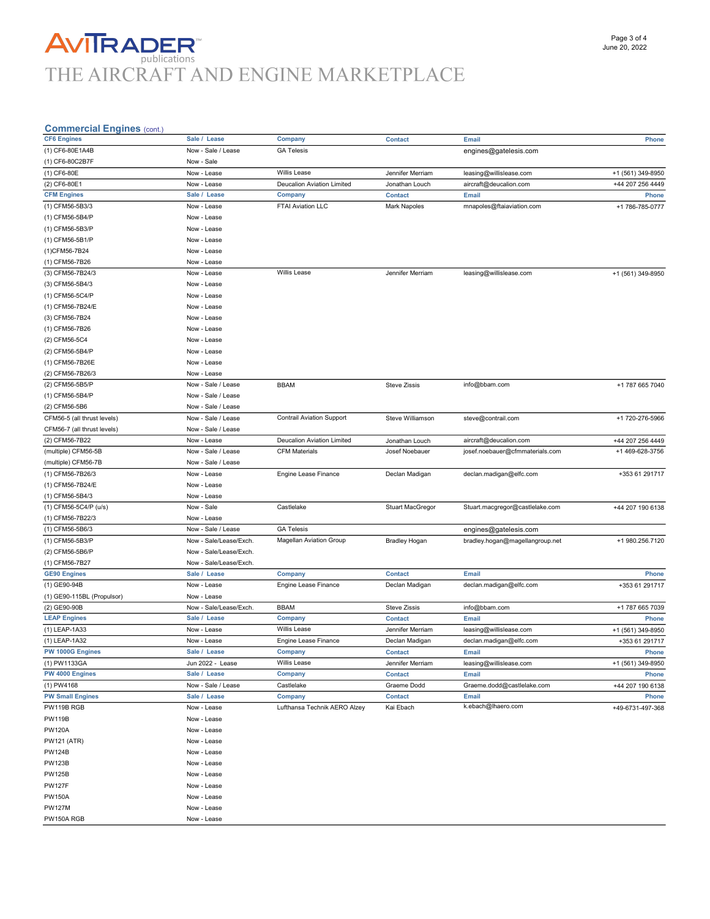# AVITRADER publications
# THE AIRCRAFT AND ENGINE MARKETPLACE

## Commercial Engines (cont.)

| CF6 Engines | Sale / Lease | Company | Contact | Email | Phone |
|---|---|---|---|---|---|
| (1) CF6-80E1A4B | Now - Sale / Lease | GA Telesis | | engines@gatelesis.com | |
| (1) CF6-80C2B7F | Now - Sale | | | | |
| (1) CF6-80E | Now - Lease | Willis Lease | Jennifer Merriam | leasing@willislease.com | +1 (561) 349-8950 |
| (2) CF6-80E1 | Now - Lease | Deucalion Aviation Limited | Jonathan Louch | aircraft@deucalion.com | +44 207 256 4449 |
| **CFM Engines** | **Sale / Lease** | **Company** | **Contact** | **Email** | **Phone** |
| (1) CFM56-5B3/3 | Now - Lease | FTAI Aviation LLC | Mark Napoles | mnapoles@ftaiaviation.com | +1 786-785-0777 |
| (1) CFM56-5B4/P | Now - Lease | | | | |
| (1) CFM56-5B3/P | Now - Lease | | | | |
| (1) CFM56-5B1/P | Now - Lease | | | | |
| (1)CFM56-7B24 | Now - Lease | | | | |
| (1) CFM56-7B26 | Now - Lease | | | | |
| (3) CFM56-7B24/3 | Now - Lease | Willis Lease | Jennifer Merriam | leasing@willislease.com | +1 (561) 349-8950 |
| (3) CFM56-5B4/3 | Now - Lease | | | | |
| (1) CFM56-5C4/P | Now - Lease | | | | |
| (1) CFM56-7B24/E | Now - Lease | | | | |
| (3) CFM56-7B24 | Now - Lease | | | | |
| (1) CFM56-7B26 | Now - Lease | | | | |
| (2) CFM56-5C4 | Now - Lease | | | | |
| (2) CFM56-5B4/P | Now - Lease | | | | |
| (1) CFM56-7B26E | Now - Lease | | | | |
| (2) CFM56-7B26/3 | Now - Lease | | | | |
| (2) CFM56-5B5/P | Now - Sale / Lease | BBAM | Steve Zissis | info@bbam.com | +1 787 665 7040 |
| (1) CFM56-5B4/P | Now - Sale / Lease | | | | |
| (2) CFM56-5B6 | Now - Sale / Lease | | | | |
| CFM56-5 (all thrust levels) | Now - Sale / Lease | Contrail Aviation Support | Steve Williamson | steve@contrail.com | +1 720-276-5966 |
| CFM56-7 (all thrust levels) | Now - Sale / Lease | | | | |
| (2) CFM56-7B22 | Now - Lease | Deucalion Aviation Limited | Jonathan Louch | aircraft@deucalion.com | +44 207 256 4449 |
| (multiple) CFM56-5B | Now - Sale / Lease | CFM Materials | Josef Noebauer | josef.noebauer@cfmmaterials.com | +1 469-628-3756 |
| (multiple) CFM56-7B | Now - Sale / Lease | | | | |
| (1) CFM56-7B26/3 | Now - Lease | Engine Lease Finance | Declan Madigan | declan.madigan@elfc.com | +353 61 291717 |
| (1) CFM56-7B24/E | Now - Lease | | | | |
| (1) CFM56-5B4/3 | Now - Lease | | | | |
| (1) CFM56-5C4/P (u/s) | Now - Sale | Castlelake | Stuart MacGregor | Stuart.macgregor@castlelake.com | +44 207 190 6138 |
| (1) CFM56-7B22/3 | Now - Lease | | | | |
| (1) CFM56-5B6/3 | Now - Sale / Lease | GA Telesis | | engines@gatelesis.com | |
| (1) CFM56-5B3/P | Now - Sale/Lease/Exch. | Magellan Aviation Group | Bradley Hogan | bradley.hogan@magellangroup.net | +1 980.256.7120 |
| (2) CFM56-5B6/P | Now - Sale/Lease/Exch. | | | | |
| (1) CFM56-7B27 | Now - Sale/Lease/Exch. | | | | |
| **GE90 Engines** | **Sale / Lease** | **Company** | **Contact** | **Email** | **Phone** |
| (1) GE90-94B | Now - Lease | Engine Lease Finance | Declan Madigan | declan.madigan@elfc.com | +353 61 291717 |
| (1) GE90-115BL (Propulsor) | Now - Lease | | | | |
| (2) GE90-90B | Now - Sale/Lease/Exch. | BBAM | Steve Zissis | info@bbam.com | +1 787 665 7039 |
| **LEAP Engines** | **Sale / Lease** | **Company** | **Contact** | **Email** | **Phone** |
| (1) LEAP-1A33 | Now - Lease | Willis Lease | Jennifer Merriam | leasing@willislease.com | +1 (561) 349-8950 |
| (1) LEAP-1A32 | Now - Lease | Engine Lease Finance | Declan Madigan | declan.madigan@elfc.com | +353 61 291717 |
| **PW 1000G Engines** | **Sale / Lease** | **Company** | **Contact** | **Email** | **Phone** |
| (1) PW1133GA | Jun 2022 - Lease | Willis Lease | Jennifer Merriam | leasing@willislease.com | +1 (561) 349-8950 |
| **PW 4000 Engines** | **Sale / Lease** | **Company** | **Contact** | **Email** | **Phone** |
| (1) PW4168 | Now - Sale / Lease | Castlelake | Graeme Dodd | Graeme.dodd@castlelake.com | +44 207 190 6138 |
| **PW Small Engines** | **Sale / Lease** | **Company** | **Contact** | **Email** | **Phone** |
| PW119B RGB | Now - Lease | Lufthansa Technik AERO Alzey | Kai Ebach | k.ebach@lhaero.com | +49-6731-497-368 |
| PW119B | Now - Lease | | | | |
| PW120A | Now - Lease | | | | |
| PW121 (ATR) | Now - Lease | | | | |
| PW124B | Now - Lease | | | | |
| PW123B | Now - Lease | | | | |
| PW125B | Now - Lease | | | | |
| PW127F | Now - Lease | | | | |
| PW150A | Now - Lease | | | | |
| PW127M | Now - Lease | | | | |
| PW150A RGB | Now - Lease | | | | |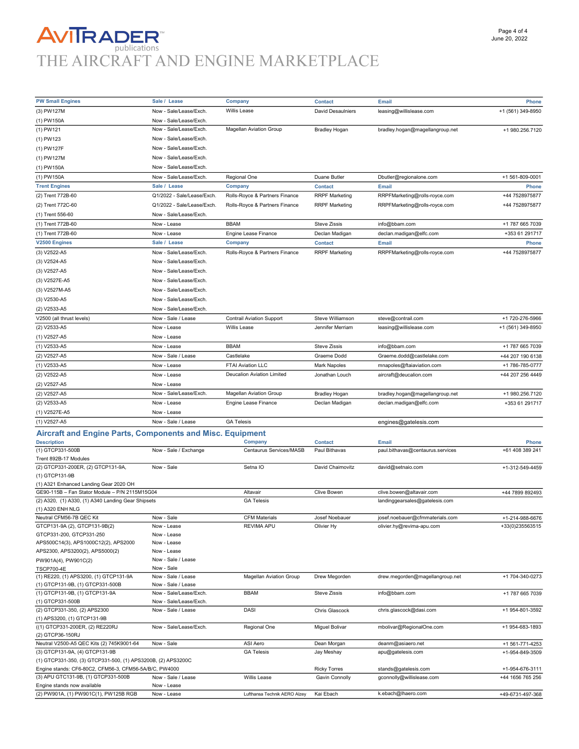# AVITRADER publications

# THE AIRCRAFT AND ENGINE MARKETPLACE

| PW Small Engines | Sale / Lease | Company | Contact | Email | Phone |
|---|---|---|---|---|---|
| (3) PW127M | Now - Sale/Lease/Exch. | Willis Lease | David Desaulniers | leasing@willislease.com | +1 (561) 349-8950 |
| (1) PW150A | Now - Sale/Lease/Exch. | | | | |
| (1) PW121 | Now - Sale/Lease/Exch. | Magellan Aviation Group | Bradley Hogan | bradley.hogan@magellangroup.net | +1 980.256.7120 |
| (1) PW123 | Now - Sale/Lease/Exch. | | | | |
| (1) PW127F | Now - Sale/Lease/Exch. | | | | |
| (1) PW127M | Now - Sale/Lease/Exch. | | | | |
| (1) PW150A | Now - Sale/Lease/Exch. | | | | |
| (1) PW150A | Now - Sale/Lease/Exch. | Regional One | Duane Butler | Dbutler@regionalone.com | +1 561-809-0001 |
| **Trent Engines** | **Sale / Lease** | **Company** | **Contact** | **Email** | **Phone** |
| (2) Trent 772B-60 | Q1/2022 - Sale/Lease/Exch. | Rolls-Royce & Partners Finance | RRPF Marketing | RRPFMarketing@rolls-royce.com | +44 7528975877 |
| (2) Trent 772C-60 | Q1/2022 - Sale/Lease/Exch. | Rolls-Royce & Partners Finance | RRPF Marketing | RRPFMarketing@rolls-royce.com | +44 7528975877 |
| (1) Trent 556-60 | Now - Sale/Lease/Exch. | | | | |
| (1) Trent 772B-60 | Now - Lease | BBAM | Steve Zissis | info@bbam.com | +1 787 665 7039 |
| (1) Trent 772B-60 | Now - Lease | Engine Lease Finance | Declan Madigan | declan.madigan@elfc.com | +353 61 291717 |
| **V2500 Engines** | **Sale / Lease** | **Company** | **Contact** | **Email** | **Phone** |
| (3) V2522-A5 | Now - Sale/Lease/Exch. | Rolls-Royce & Partners Finance | RRPF Marketing | RRPFMarketing@rolls-royce.com | +44 7528975877 |
| (3) V2524-A5 | Now - Sale/Lease/Exch. | | | | |
| (3) V2527-A5 | Now - Sale/Lease/Exch. | | | | |
| (3) V2527E-A5 | Now - Sale/Lease/Exch. | | | | |
| (3) V2527M-A5 | Now - Sale/Lease/Exch. | | | | |
| (3) V2530-A5 | Now - Sale/Lease/Exch. | | | | |
| (2) V2533-A5 | Now - Sale/Lease/Exch. | | | | |
| V2500 (all thrust levels) | Now - Sale / Lease | Contrail Aviation Support | Steve Williamson | steve@contrail.com | +1 720-276-5966 |
| (2) V2533-A5 | Now - Lease | Willis Lease | Jennifer Merriam | leasing@willislease.com | +1 (561) 349-8950 |
| (1) V2527-A5 | Now - Lease | | | | |
| (1) V2533-A5 | Now - Lease | BBAM | Steve Zissis | info@bbam.com | +1 787 665 7039 |
| (2) V2527-A5 | Now - Sale / Lease | Castlelake | Graeme Dodd | Graeme.dodd@castlelake.com | +44 207 190 6138 |
| (1) V2533-A5 | Now - Lease | FTAI Aviation LLC | Mark Napoles | mnapoles@ftaiaviation.com | +1 786-785-0777 |
| (2) V2522-A5 | Now - Lease | Deucalion Aviation Limited | Jonathan Louch | aircraft@deucalion.com | +44 207 256 4449 |
| (2) V2527-A5 | Now - Lease | | | | |
| (2) V2527-A5 | Now - Sale/Lease/Exch. | Magellan Aviation Group | Bradley Hogan | bradley.hogan@magellangroup.net | +1 980.256.7120 |
| (2) V2533-A5 | Now - Lease | Engine Lease Finance | Declan Madigan | declan.madigan@elfc.com | +353 61 291717 |
| (1) V2527E-A5 | Now - Lease | | | | |
| (1) V2527-A5 | Now - Sale / Lease | GA Telesis | | engines@gatelesis.com | |

## Aircraft and Engine Parts, Components and Misc. Equipment

| Description | | Company | Contact | Email | Phone |
|---|---|---|---|---|---|
| (1) GTCP331-500B | Now - Sale / Exchange | Centaurus Services/MASB | Paul Bithavas | paul.bithavas@centaurus.services | +61 408 389 241 |
| Trent 892B-17 Modules | | | | | |
| (2) GTCP331-200ER, (2) GTCP131-9A, | Now - Sale | Setna IO | David Chaimovitz | david@setnaio.com | +1-312-549-4459 |
| (1) GTCP131-9B | | | | | |
| (1) A321 Enhanced Landing Gear 2020 OH | | | | | |
| GE90-115B – Fan Stator Module – P/N 2115M15G04 | | Altavair | Clive Bowen | clive.bowen@altavair.com | +44 7899 892493 |
| (2) A320, (1) A330, (1) A340 Landing Gear Shipsets | | GA Telesis | | landinggearsales@gatelesis.com | |
| (1) A320 ENH NLG | | | | | |
| Neutral CFM56-7B QEC Kit | Now - Sale | CFM Materials | Josef Noebauer | josef.noebauer@cfmmaterials.com | +1-214-988-6676 |
| GTCP131-9A (2), GTCP131-9B(2) | Now - Lease | REVIMA APU | Olivier Hy | olivier.hy@revima-apu.com | +33(0)235563515 |
| GTCP331-200, GTCP331-250 | Now - Lease | | | | |
| APS500C14(3), APS1000C12(2), APS2000 | Now - Lease | | | | |
| APS2300, APS3200(2), APS5000(2) | Now - Lease | | | | |
| PW901A(4), PW901C(2) | Now - Sale / Lease | | | | |
| TSCP700-4E | Now - Sale | | | | |
| (1) RE220, (1) APS3200, (1) GTCP131-9A | Now - Sale / Lease | Magellan Aviation Group | Drew Megorden | drew.megorden@magellangroup.net | +1 704-340-0273 |
| (1) GTCP131-9B, (1) GTCP331-500B | Now - Sale / Lease | | | | |
| (1) GTCP131-9B, (1) GTCP131-9A | Now - Sale/Lease/Exch. | BBAM | Steve Zissis | info@bbam.com | +1 787 665 7039 |
| (1) GTCP331-500B | Now - Sale/Lease/Exch. | | | | |
| (2) GTCP331-350, (2) APS2300 | Now - Sale / Lease | DASI | Chris Glascock | chris.glascock@dasi.com | +1 954-801-3592 |
| (1) APS3200, (1) GTCP131-9B | | | | | |
| ((1) GTCP331-200ER, (2) RE220RJ | Now - Sale/Lease/Exch. | Regional One | Miguel Bolivar | mbolivar@RegionalOne.com | +1 954-683-1893 |
| (2) GTCP36-150RJ | | | | | |
| Neutral V2500-A5 QEC Kits (2) 745K9001-64 | Now - Sale | ASI Aero | Dean Morgan | deanm@asiaero.net | +1 561-771-4253 |
| (3) GTCP131-9A, (4) GTCP131-9B | | GA Telesis | Jay Meshay | apu@gatelesis.com | +1-954-849-3509 |
| (1) GTCP331-350, (3) GTCP331-500, (1) APS3200B, (2) APS3200C | | | | | |
| Engine stands: CF6-80C2, CFM56-3, CFM56-5A/B/C, PW4000 | | | Ricky Torres | stands@gatelesis.com | +1-954-676-3111 |
| (3) APU GTC131-9B, (1) GTCP331-500B | Now - Sale / Lease | Willis Lease | Gavin Connolly | gconnolly@willislease.com | +44 1656 765 256 |
| Engine stands now available | Now - Lease | | | | |
| (2) PW901A, (1) PW901C(1), PW125B RGB | Now - Lease | Lufthansa Technik AERO Alzey | Kai Ebach | k.ebach@lhaero.com | +49-6731-497-368 |